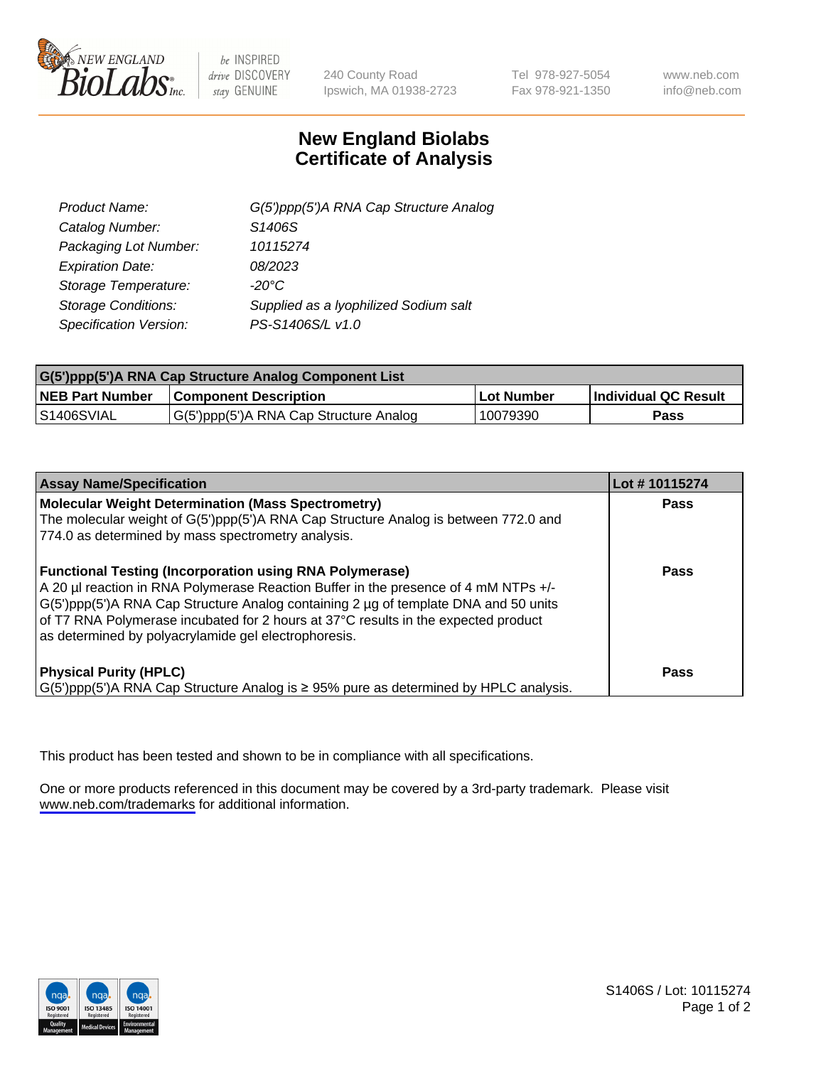# New England Biolabs
# Certificate of Analysis

| | |
|---|---|
| *Product Name:* | *G(5')ppp(5')A RNA Cap Structure Analog* |
| *Catalog Number:* | *S1406S* |
| *Packaging Lot Number:* | *10115274* |
| *Expiration Date:* | *08/2023* |
| *Storage Temperature:* | *-20°C* |
| *Storage Conditions:* | *Supplied as a lyophilized Sodium salt* |
| *Specification Version:* | *PS-S1406S/L v1.0* |

| G(5')ppp(5')A RNA Cap Structure Analog Component List | | | |
|---|---|---|---|
| **NEB Part Number** | **Component Description** | **Lot Number** | **Individual QC Result** |
| S1406SVIAL | G(5')ppp(5')A RNA Cap Structure Analog | 10079390 | **Pass** |

| Assay Name/Specification | Lot # 10115274 |
|---|---|
| **Molecular Weight Determination (Mass Spectrometry)**<br>The molecular weight of G(5')ppp(5')A RNA Cap Structure Analog is between 772.0 and 774.0 as determined by mass spectrometry analysis. | **Pass** |
| **Functional Testing (Incorporation using RNA Polymerase)**<br>A 20 µl reaction in RNA Polymerase Reaction Buffer in the presence of 4 mM NTPs +/- G(5')ppp(5')A RNA Cap Structure Analog containing 2 µg of template DNA and 50 units of T7 RNA Polymerase incubated for 2 hours at 37°C results in the expected product as determined by polyacrylamide gel electrophoresis. | **Pass** |
| **Physical Purity (HPLC)**<br>G(5')ppp(5')A RNA Cap Structure Analog is ≥ 95% pure as determined by HPLC analysis. | **Pass** |

This product has been tested and shown to be in compliance with all specifications.

One or more products referenced in this document may be covered by a 3rd-party trademark. Please visit www.neb.com/trademarks for additional information.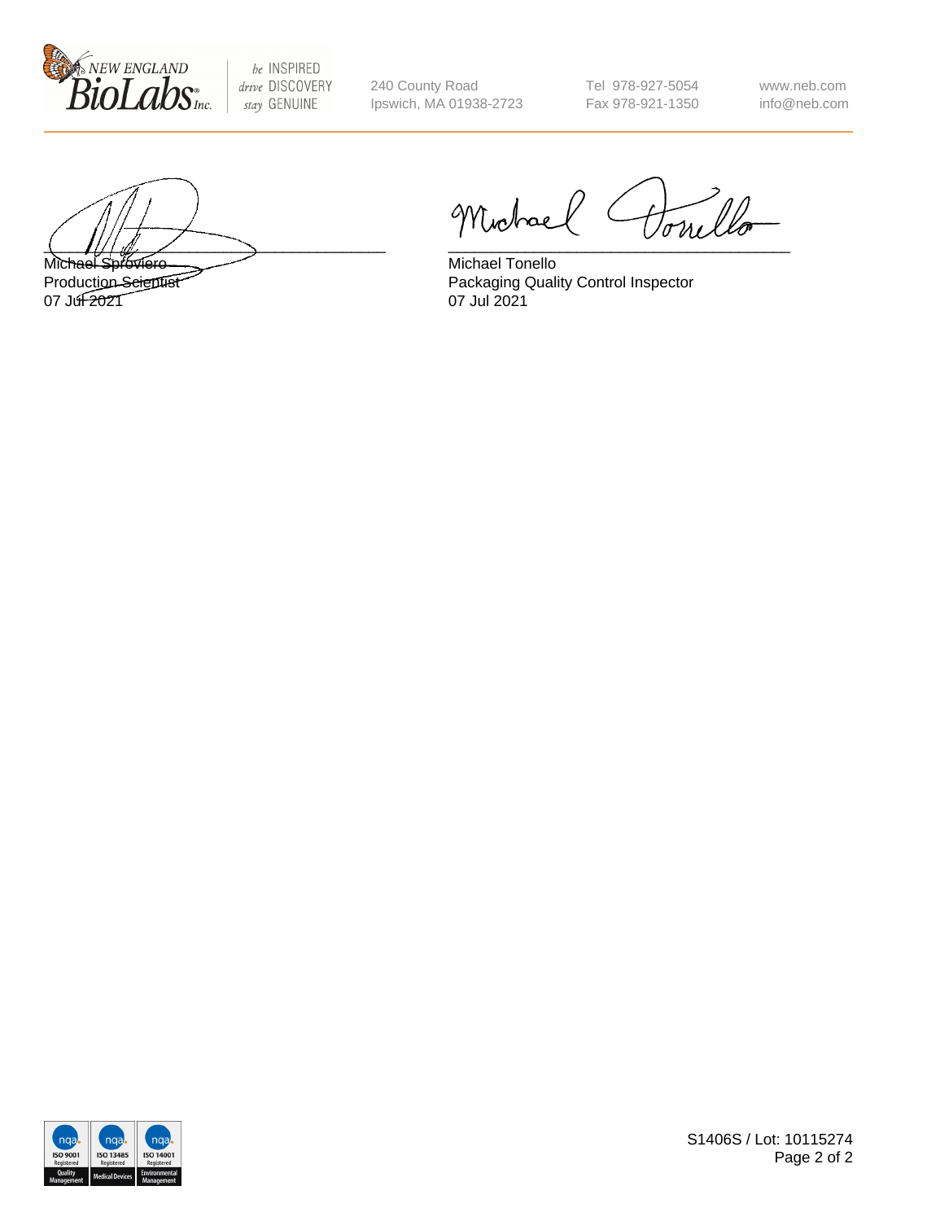NEW ENGLAND BioLabs Inc.

be INSPIRED
drive DISCOVERY
stay GENUINE

240 County Road
Ipswich, MA 01938-2723

Tel 978-927-5054
Fax 978-921-1350

www.neb.com
info@neb.com

Michael Sproviero
Production Scientist
07 Jul 2021

Michael Tonello
Packaging Quality Control Inspector
07 Jul 2021

nqa ISO 9001 Registered Quality Management
nqa ISO 13485 Registered Medical Devices
nqa ISO 14001 Registered Environmental Management

S1406S / Lot: 10115274